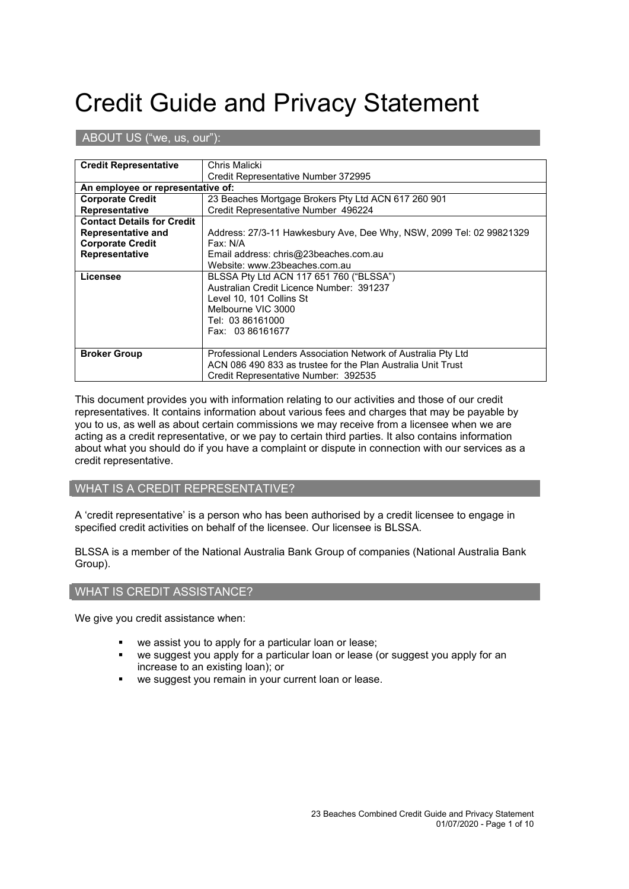# Credit Guide and Privacy Statement

## ABOUT US ("we, us, our"):

| **Credit Representative** | Chris Malicki<br>Credit Representative Number 372995 |
|---|---|
| **An employee or representative of:** | |
| **Corporate Credit Representative** | 23 Beaches Mortgage Brokers Pty Ltd ACN 617 260 901<br>Credit Representative Number 496224 |
| **Contact Details for Credit Representative and Corporate Credit Representative** | Address: 27/3-11 Hawkesbury Ave, Dee Why, NSW, 2099 Tel: 02 99821329<br>Fax: N/A<br>Email address: chris@23beaches.com.au<br>Website: www.23beaches.com.au |
| **Licensee** | BLSSA Pty Ltd ACN 117 651 760 ("BLSSA")<br>Australian Credit Licence Number: 391237<br>Level 10, 101 Collins St<br>Melbourne VIC 3000<br>Tel: 03 86161000<br>Fax: 03 86161677 |
| **Broker Group** | Professional Lenders Association Network of Australia Pty Ltd<br>ACN 086 490 833 as trustee for the Plan Australia Unit Trust<br>Credit Representative Number: 392535 |

This document provides you with information relating to our activities and those of our credit representatives. It contains information about various fees and charges that may be payable by you to us, as well as about certain commissions we may receive from a licensee when we are acting as a credit representative, or we pay to certain third parties. It also contains information about what you should do if you have a complaint or dispute in connection with our services as a credit representative.

## WHAT IS A CREDIT REPRESENTATIVE?

A 'credit representative' is a person who has been authorised by a credit licensee to engage in specified credit activities on behalf of the licensee. Our licensee is BLSSA.

BLSSA is a member of the National Australia Bank Group of companies (National Australia Bank Group).

## WHAT IS CREDIT ASSISTANCE?

We give you credit assistance when:

- we assist you to apply for a particular loan or lease;
- we suggest you apply for a particular loan or lease (or suggest you apply for an increase to an existing loan); or
- we suggest you remain in your current loan or lease.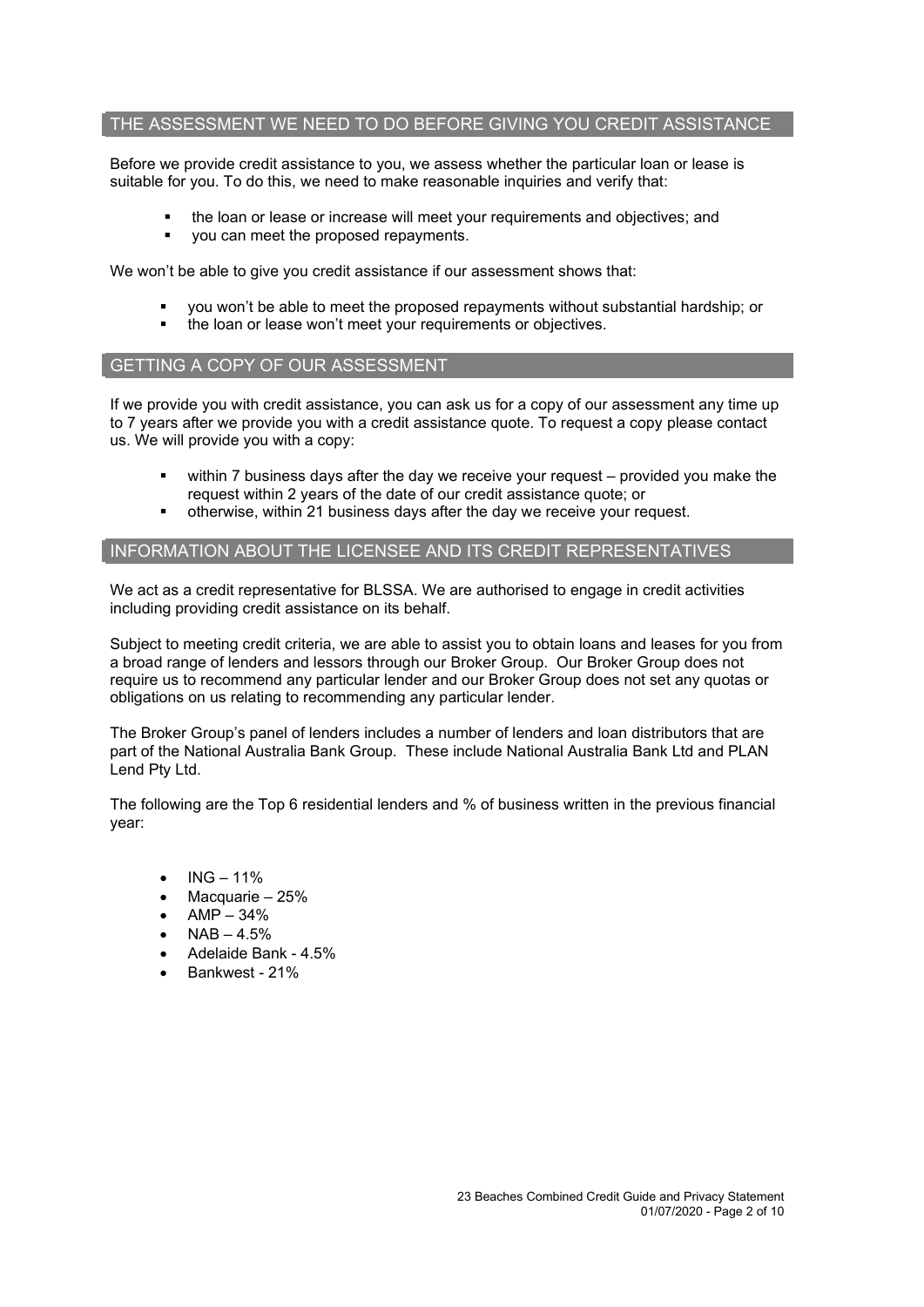## THE ASSESSMENT WE NEED TO DO BEFORE GIVING YOU CREDIT ASSISTANCE

Before we provide credit assistance to you, we assess whether the particular loan or lease is suitable for you. To do this, we need to make reasonable inquiries and verify that:

- the loan or lease or increase will meet your requirements and objectives; and
- you can meet the proposed repayments.

We won't be able to give you credit assistance if our assessment shows that:

- you won't be able to meet the proposed repayments without substantial hardship; or
- the loan or lease won't meet your requirements or objectives.

## GETTING A COPY OF OUR ASSESSMENT

If we provide you with credit assistance, you can ask us for a copy of our assessment any time up to 7 years after we provide you with a credit assistance quote. To request a copy please contact us. We will provide you with a copy:

- within 7 business days after the day we receive your request – provided you make the request within 2 years of the date of our credit assistance quote; or
- otherwise, within 21 business days after the day we receive your request.

## INFORMATION ABOUT THE LICENSEE AND ITS CREDIT REPRESENTATIVES

We act as a credit representative for BLSSA. We are authorised to engage in credit activities including providing credit assistance on its behalf.

Subject to meeting credit criteria, we are able to assist you to obtain loans and leases for you from a broad range of lenders and lessors through our Broker Group. Our Broker Group does not require us to recommend any particular lender and our Broker Group does not set any quotas or obligations on us relating to recommending any particular lender.

The Broker Group's panel of lenders includes a number of lenders and loan distributors that are part of the National Australia Bank Group. These include National Australia Bank Ltd and PLAN Lend Pty Ltd.

The following are the Top 6 residential lenders and % of business written in the previous financial year:

- ING – 11%
- Macquarie – 25%
- AMP – 34%
- NAB – 4.5%
- Adelaide Bank - 4.5%
- Bankwest - 21%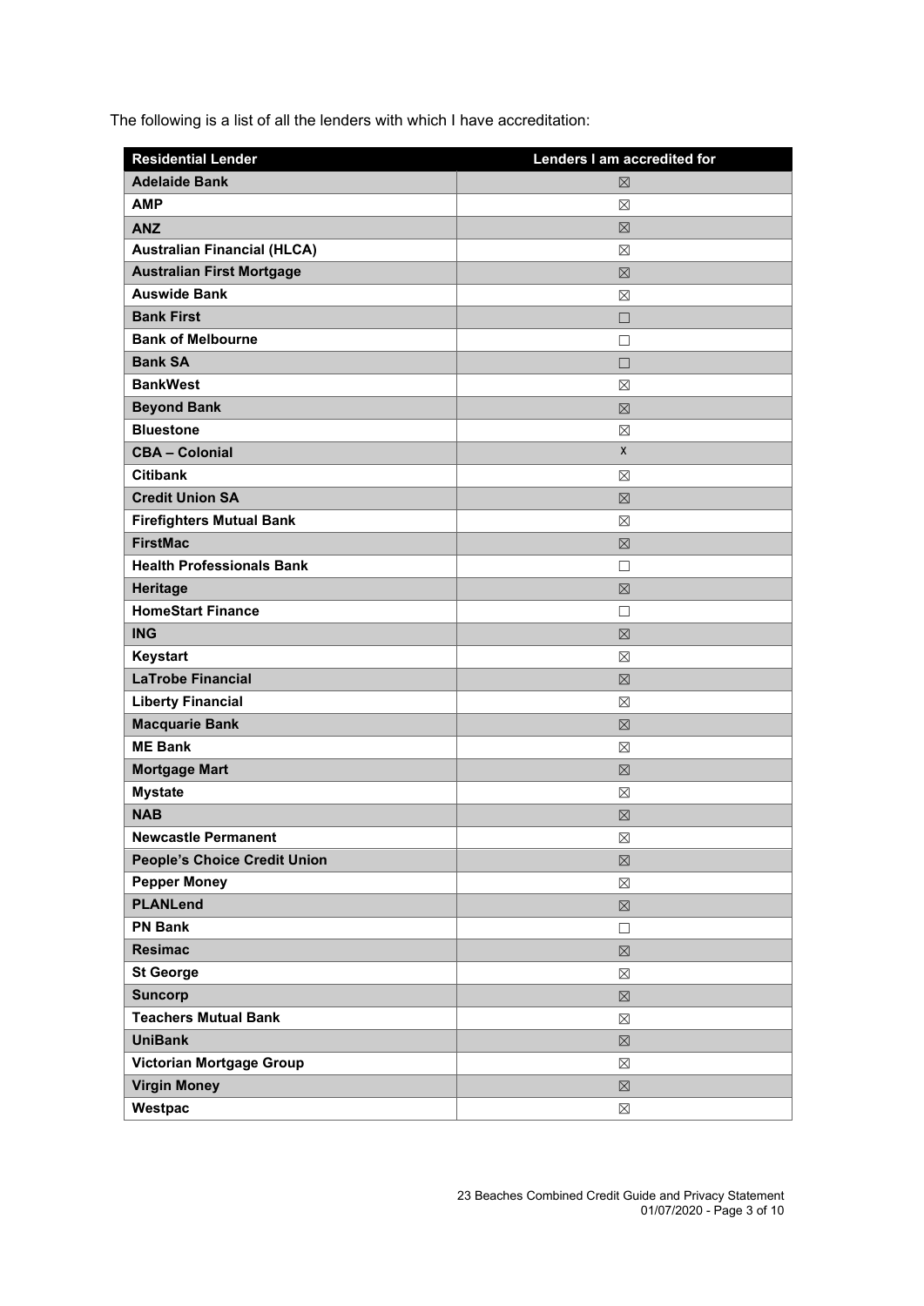The following is a list of all the lenders with which I have accreditation:

| Residential Lender | Lenders I am accredited for |
|---|---|
| **Adelaide Bank** | ☒ |
| **AMP** | ☒ |
| **ANZ** | ☒ |
| **Australian Financial (HLCA)** | ☒ |
| **Australian First Mortgage** | ☒ |
| **Auswide Bank** | ☒ |
| **Bank First** | ☐ |
| **Bank of Melbourne** | ☐ |
| **Bank SA** | ☐ |
| **BankWest** | ☒ |
| **Beyond Bank** | ☒ |
| **Bluestone** | ☒ |
| **CBA – Colonial** | X |
| **Citibank** | ☒ |
| **Credit Union SA** | ☒ |
| **Firefighters Mutual Bank** | ☒ |
| **FirstMac** | ☒ |
| **Health Professionals Bank** | ☐ |
| **Heritage** | ☒ |
| **HomeStart Finance** | ☐ |
| **ING** | ☒ |
| **Keystart** | ☒ |
| **LaTrobe Financial** | ☒ |
| **Liberty Financial** | ☒ |
| **Macquarie Bank** | ☒ |
| **ME Bank** | ☒ |
| **Mortgage Mart** | ☒ |
| **Mystate** | ☒ |
| **NAB** | ☒ |
| **Newcastle Permanent** | ☒ |
| **People's Choice Credit Union** | ☒ |
| **Pepper Money** | ☒ |
| **PLANLend** | ☒ |
| **PN Bank** | ☐ |
| **Resimac** | ☒ |
| **St George** | ☒ |
| **Suncorp** | ☒ |
| **Teachers Mutual Bank** | ☒ |
| **UniBank** | ☒ |
| **Victorian Mortgage Group** | ☒ |
| **Virgin Money** | ☒ |
| **Westpac** | ☒ |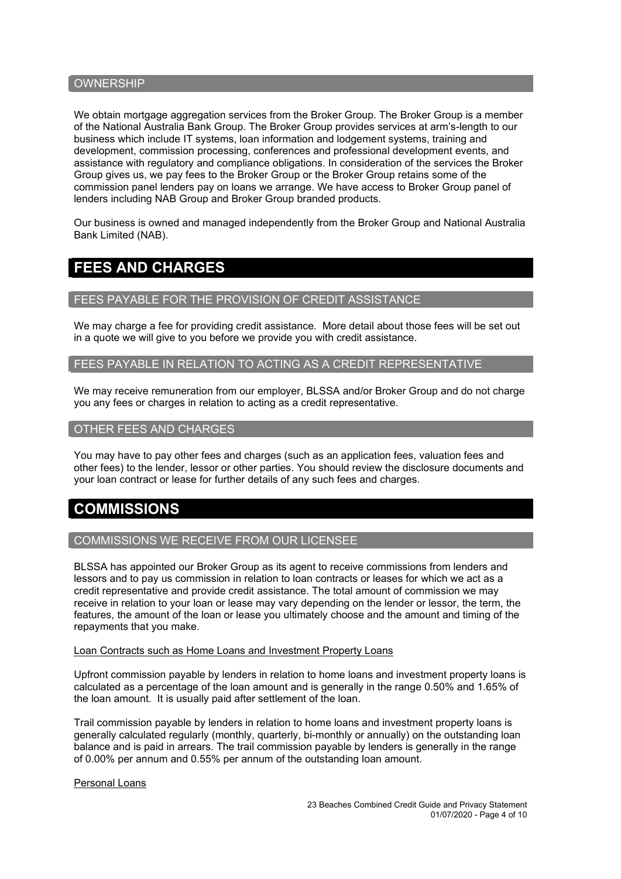### OWNERSHIP

We obtain mortgage aggregation services from the Broker Group. The Broker Group is a member of the National Australia Bank Group. The Broker Group provides services at arm's-length to our business which include IT systems, loan information and lodgement systems, training and development, commission processing, conferences and professional development events, and assistance with regulatory and compliance obligations. In consideration of the services the Broker Group gives us, we pay fees to the Broker Group or the Broker Group retains some of the commission panel lenders pay on loans we arrange. We have access to Broker Group panel of lenders including NAB Group and Broker Group branded products.

Our business is owned and managed independently from the Broker Group and National Australia Bank Limited (NAB).

## FEES AND CHARGES

### FEES PAYABLE FOR THE PROVISION OF CREDIT ASSISTANCE

We may charge a fee for providing credit assistance. More detail about those fees will be set out in a quote we will give to you before we provide you with credit assistance.

### FEES PAYABLE IN RELATION TO ACTING AS A CREDIT REPRESENTATIVE

We may receive remuneration from our employer, BLSSA and/or Broker Group and do not charge you any fees or charges in relation to acting as a credit representative.

### OTHER FEES AND CHARGES

You may have to pay other fees and charges (such as an application fees, valuation fees and other fees) to the lender, lessor or other parties. You should review the disclosure documents and your loan contract or lease for further details of any such fees and charges.

## COMMISSIONS

### COMMISSIONS WE RECEIVE FROM OUR LICENSEE

BLSSA has appointed our Broker Group as its agent to receive commissions from lenders and lessors and to pay us commission in relation to loan contracts or leases for which we act as a credit representative and provide credit assistance. The total amount of commission we may receive in relation to your loan or lease may vary depending on the lender or lessor, the term, the features, the amount of the loan or lease you ultimately choose and the amount and timing of the repayments that you make.

Loan Contracts such as Home Loans and Investment Property Loans

Upfront commission payable by lenders in relation to home loans and investment property loans is calculated as a percentage of the loan amount and is generally in the range 0.50% and 1.65% of the loan amount. It is usually paid after settlement of the loan.

Trail commission payable by lenders in relation to home loans and investment property loans is generally calculated regularly (monthly, quarterly, bi-monthly or annually) on the outstanding loan balance and is paid in arrears. The trail commission payable by lenders is generally in the range of 0.00% per annum and 0.55% per annum of the outstanding loan amount.

Personal Loans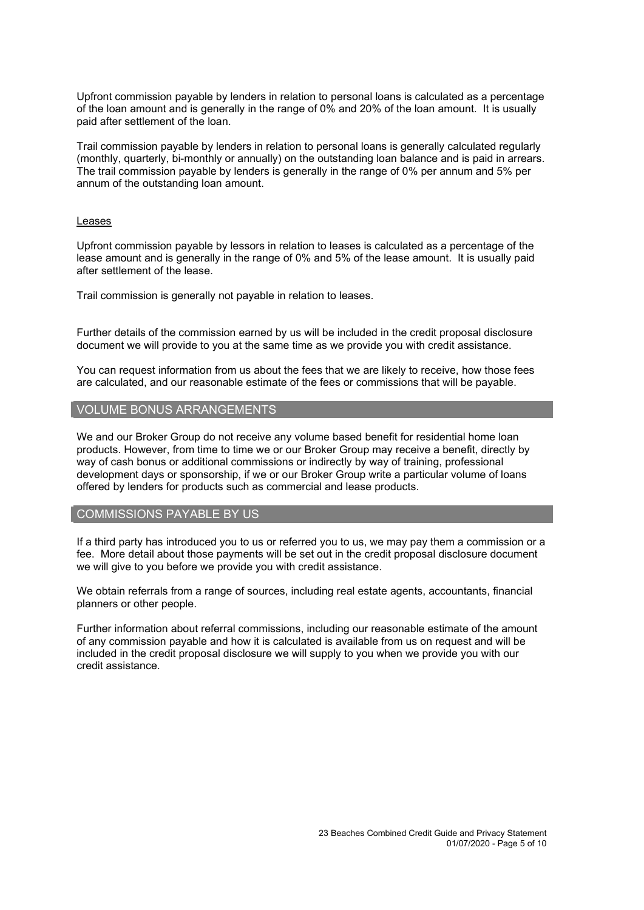Upfront commission payable by lenders in relation to personal loans is calculated as a percentage of the loan amount and is generally in the range of 0% and 20% of the loan amount. It is usually paid after settlement of the loan.

Trail commission payable by lenders in relation to personal loans is generally calculated regularly (monthly, quarterly, bi-monthly or annually) on the outstanding loan balance and is paid in arrears. The trail commission payable by lenders is generally in the range of 0% per annum and 5% per annum of the outstanding loan amount.

### Leases

Upfront commission payable by lessors in relation to leases is calculated as a percentage of the lease amount and is generally in the range of 0% and 5% of the lease amount. It is usually paid after settlement of the lease.

Trail commission is generally not payable in relation to leases.

Further details of the commission earned by us will be included in the credit proposal disclosure document we will provide to you at the same time as we provide you with credit assistance.

You can request information from us about the fees that we are likely to receive, how those fees are calculated, and our reasonable estimate of the fees or commissions that will be payable.

## VOLUME BONUS ARRANGEMENTS

We and our Broker Group do not receive any volume based benefit for residential home loan products. However, from time to time we or our Broker Group may receive a benefit, directly by way of cash bonus or additional commissions or indirectly by way of training, professional development days or sponsorship, if we or our Broker Group write a particular volume of loans offered by lenders for products such as commercial and lease products.

## COMMISSIONS PAYABLE BY US

If a third party has introduced you to us or referred you to us, we may pay them a commission or a fee. More detail about those payments will be set out in the credit proposal disclosure document we will give to you before we provide you with credit assistance.

We obtain referrals from a range of sources, including real estate agents, accountants, financial planners or other people.

Further information about referral commissions, including our reasonable estimate of the amount of any commission payable and how it is calculated is available from us on request and will be included in the credit proposal disclosure we will supply to you when we provide you with our credit assistance.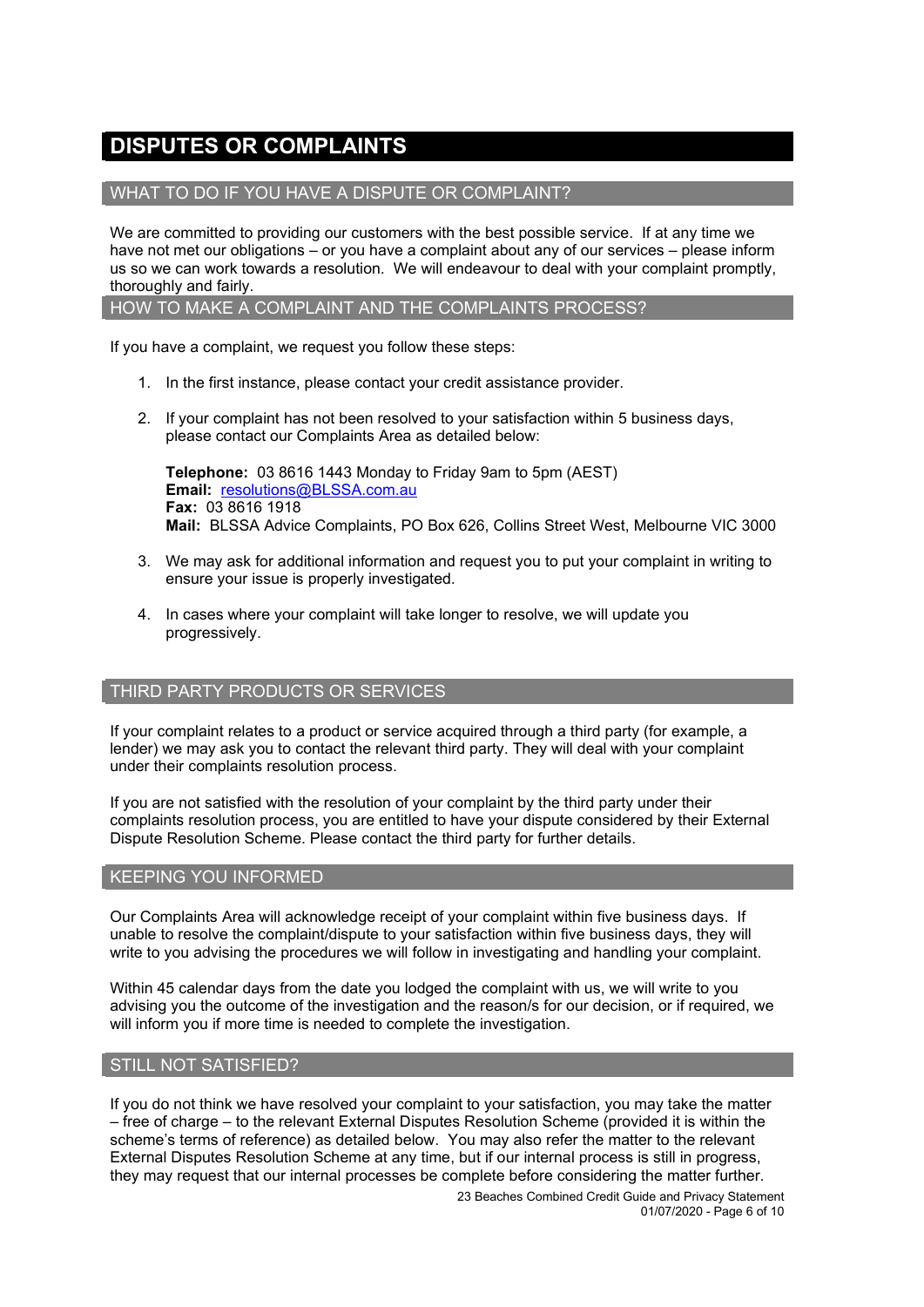# DISPUTES OR COMPLAINTS

## WHAT TO DO IF YOU HAVE A DISPUTE OR COMPLAINT?

We are committed to providing our customers with the best possible service. If at any time we have not met our obligations – or you have a complaint about any of our services – please inform us so we can work towards a resolution. We will endeavour to deal with your complaint promptly, thoroughly and fairly.

## HOW TO MAKE A COMPLAINT AND THE COMPLAINTS PROCESS?

If you have a complaint, we request you follow these steps:

1. In the first instance, please contact your credit assistance provider.

2. If your complaint has not been resolved to your satisfaction within 5 business days, please contact our Complaints Area as detailed below:

   **Telephone:** 03 8616 1443 Monday to Friday 9am to 5pm (AEST)
   **Email:** resolutions@BLSSA.com.au
   **Fax:** 03 8616 1918
   **Mail:** BLSSA Advice Complaints, PO Box 626, Collins Street West, Melbourne VIC 3000

3. We may ask for additional information and request you to put your complaint in writing to ensure your issue is properly investigated.

4. In cases where your complaint will take longer to resolve, we will update you progressively.

## THIRD PARTY PRODUCTS OR SERVICES

If your complaint relates to a product or service acquired through a third party (for example, a lender) we may ask you to contact the relevant third party. They will deal with your complaint under their complaints resolution process.

If you are not satisfied with the resolution of your complaint by the third party under their complaints resolution process, you are entitled to have your dispute considered by their External Dispute Resolution Scheme. Please contact the third party for further details.

## KEEPING YOU INFORMED

Our Complaints Area will acknowledge receipt of your complaint within five business days. If unable to resolve the complaint/dispute to your satisfaction within five business days, they will write to you advising the procedures we will follow in investigating and handling your complaint.

Within 45 calendar days from the date you lodged the complaint with us, we will write to you advising you the outcome of the investigation and the reason/s for our decision, or if required, we will inform you if more time is needed to complete the investigation.

## STILL NOT SATISFIED?

If you do not think we have resolved your complaint to your satisfaction, you may take the matter – free of charge – to the relevant External Disputes Resolution Scheme (provided it is within the scheme's terms of reference) as detailed below. You may also refer the matter to the relevant External Disputes Resolution Scheme at any time, but if our internal process is still in progress, they may request that our internal processes be complete before considering the matter further.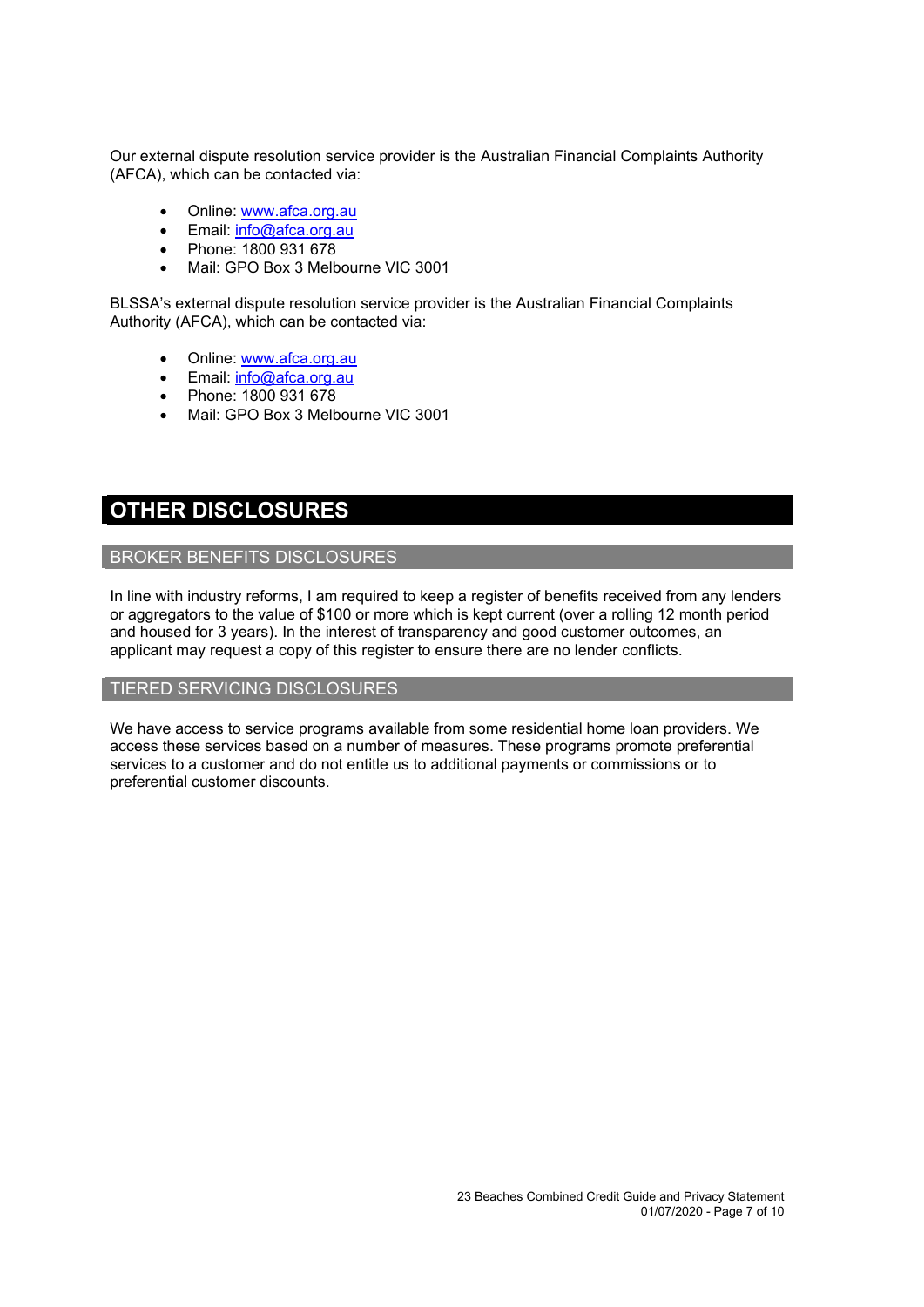Our external dispute resolution service provider is the Australian Financial Complaints Authority (AFCA), which can be contacted via:

- Online: www.afca.org.au
- Email: info@afca.org.au
- Phone: 1800 931 678
- Mail: GPO Box 3 Melbourne VIC 3001

BLSSA's external dispute resolution service provider is the Australian Financial Complaints Authority (AFCA), which can be contacted via:

- Online: www.afca.org.au
- Email: info@afca.org.au
- Phone: 1800 931 678
- Mail: GPO Box 3 Melbourne VIC 3001

# OTHER DISCLOSURES

## BROKER BENEFITS DISCLOSURES

In line with industry reforms, I am required to keep a register of benefits received from any lenders or aggregators to the value of $100 or more which is kept current (over a rolling 12 month period and housed for 3 years). In the interest of transparency and good customer outcomes, an applicant may request a copy of this register to ensure there are no lender conflicts.

## TIERED SERVICING DISCLOSURES

We have access to service programs available from some residential home loan providers. We access these services based on a number of measures. These programs promote preferential services to a customer and do not entitle us to additional payments or commissions or to preferential customer discounts.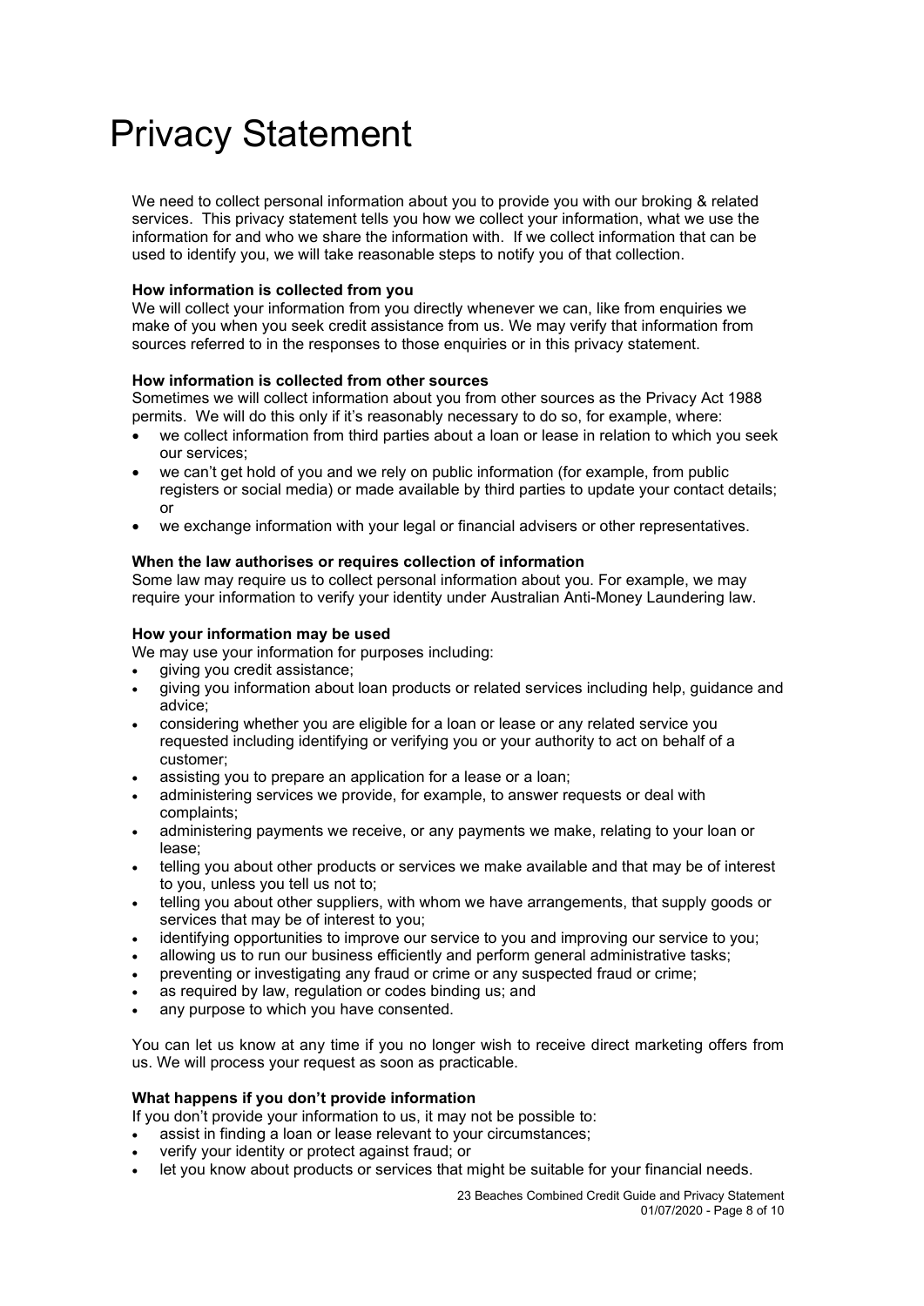# Privacy Statement

We need to collect personal information about you to provide you with our broking & related services. This privacy statement tells you how we collect your information, what we use the information for and who we share the information with. If we collect information that can be used to identify you, we will take reasonable steps to notify you of that collection.

**How information is collected from you**

We will collect your information from you directly whenever we can, like from enquiries we make of you when you seek credit assistance from us. We may verify that information from sources referred to in the responses to those enquiries or in this privacy statement.

**How information is collected from other sources**

Sometimes we will collect information about you from other sources as the Privacy Act 1988 permits. We will do this only if it's reasonably necessary to do so, for example, where:

- we collect information from third parties about a loan or lease in relation to which you seek our services;
- we can't get hold of you and we rely on public information (for example, from public registers or social media) or made available by third parties to update your contact details; or
- we exchange information with your legal or financial advisers or other representatives.

**When the law authorises or requires collection of information**

Some law may require us to collect personal information about you. For example, we may require your information to verify your identity under Australian Anti-Money Laundering law.

**How your information may be used**

We may use your information for purposes including:

- giving you credit assistance;
- giving you information about loan products or related services including help, guidance and advice;
- considering whether you are eligible for a loan or lease or any related service you requested including identifying or verifying you or your authority to act on behalf of a customer;
- assisting you to prepare an application for a lease or a loan;
- administering services we provide, for example, to answer requests or deal with complaints;
- administering payments we receive, or any payments we make, relating to your loan or lease;
- telling you about other products or services we make available and that may be of interest to you, unless you tell us not to;
- telling you about other suppliers, with whom we have arrangements, that supply goods or services that may be of interest to you;
- identifying opportunities to improve our service to you and improving our service to you;
- allowing us to run our business efficiently and perform general administrative tasks;
- preventing or investigating any fraud or crime or any suspected fraud or crime;
- as required by law, regulation or codes binding us; and
- any purpose to which you have consented.

You can let us know at any time if you no longer wish to receive direct marketing offers from us. We will process your request as soon as practicable.

**What happens if you don't provide information**

If you don't provide your information to us, it may not be possible to:

- assist in finding a loan or lease relevant to your circumstances;
- verify your identity or protect against fraud; or
- let you know about products or services that might be suitable for your financial needs.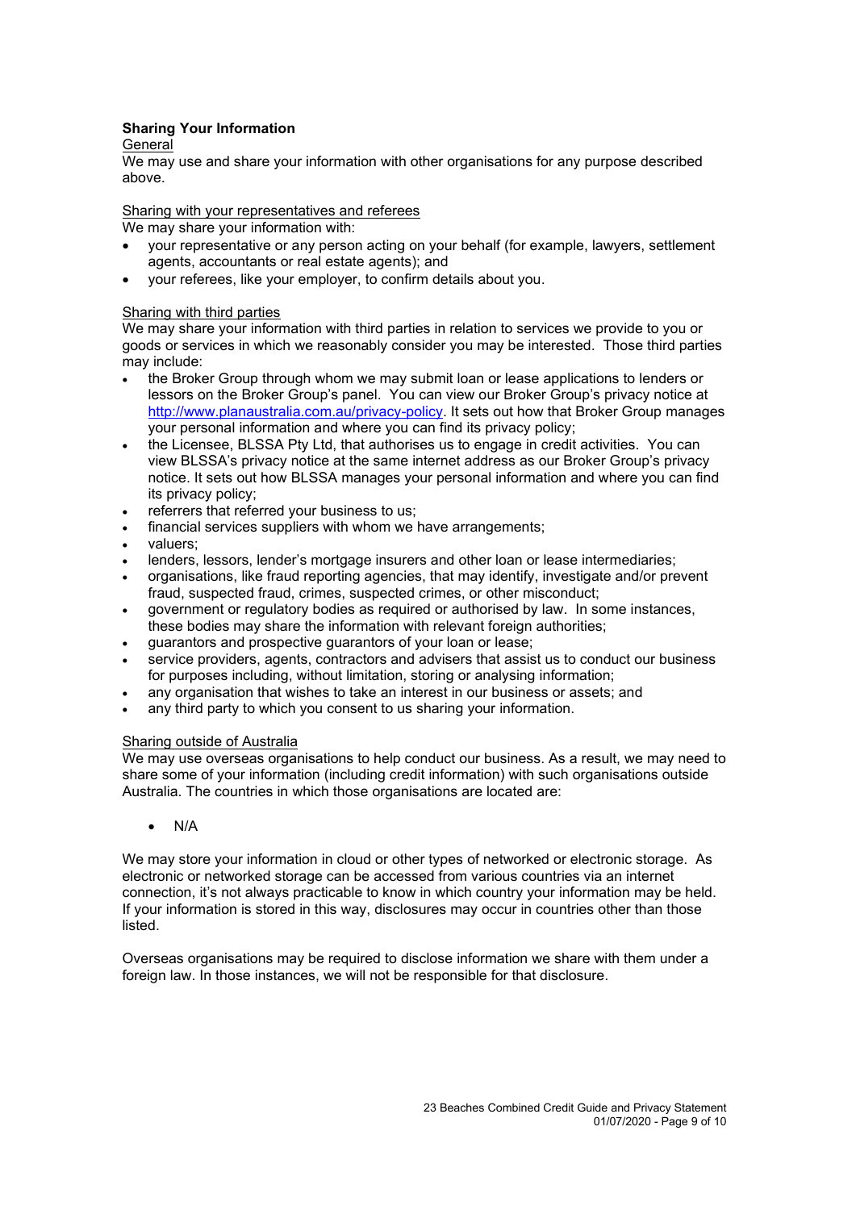**Sharing Your Information**

General

We may use and share your information with other organisations for any purpose described above.

Sharing with your representatives and referees

We may share your information with:

- your representative or any person acting on your behalf (for example, lawyers, settlement agents, accountants or real estate agents); and
- your referees, like your employer, to confirm details about you.

Sharing with third parties

We may share your information with third parties in relation to services we provide to you or goods or services in which we reasonably consider you may be interested. Those third parties may include:

- the Broker Group through whom we may submit loan or lease applications to lenders or lessors on the Broker Group's panel. You can view our Broker Group's privacy notice at http://www.planaustralia.com.au/privacy-policy. It sets out how that Broker Group manages your personal information and where you can find its privacy policy;
- the Licensee, BLSSA Pty Ltd, that authorises us to engage in credit activities. You can view BLSSA's privacy notice at the same internet address as our Broker Group's privacy notice. It sets out how BLSSA manages your personal information and where you can find its privacy policy;
- referrers that referred your business to us;
- financial services suppliers with whom we have arrangements;
- valuers;
- lenders, lessors, lender's mortgage insurers and other loan or lease intermediaries;
- organisations, like fraud reporting agencies, that may identify, investigate and/or prevent fraud, suspected fraud, crimes, suspected crimes, or other misconduct;
- government or regulatory bodies as required or authorised by law. In some instances, these bodies may share the information with relevant foreign authorities;
- guarantors and prospective guarantors of your loan or lease;
- service providers, agents, contractors and advisers that assist us to conduct our business for purposes including, without limitation, storing or analysing information;
- any organisation that wishes to take an interest in our business or assets; and
- any third party to which you consent to us sharing your information.

Sharing outside of Australia

We may use overseas organisations to help conduct our business. As a result, we may need to share some of your information (including credit information) with such organisations outside Australia. The countries in which those organisations are located are:

- N/A

We may store your information in cloud or other types of networked or electronic storage. As electronic or networked storage can be accessed from various countries via an internet connection, it's not always practicable to know in which country your information may be held. If your information is stored in this way, disclosures may occur in countries other than those listed.

Overseas organisations may be required to disclose information we share with them under a foreign law. In those instances, we will not be responsible for that disclosure.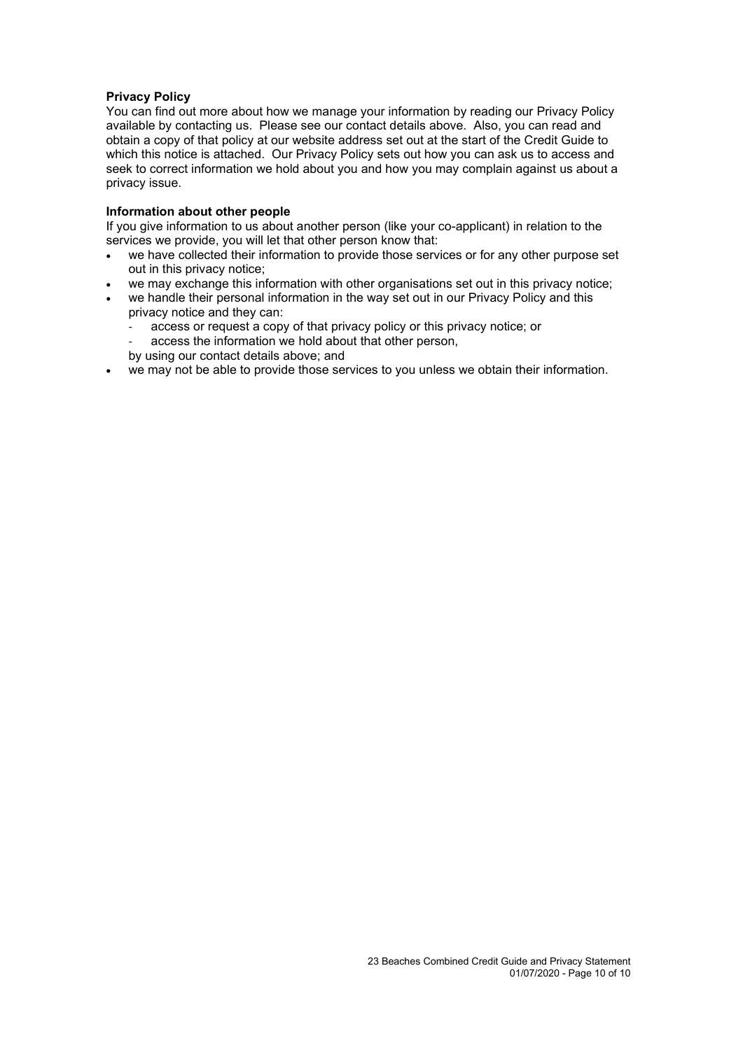**Privacy Policy**

You can find out more about how we manage your information by reading our Privacy Policy available by contacting us. Please see our contact details above. Also, you can read and obtain a copy of that policy at our website address set out at the start of the Credit Guide to which this notice is attached. Our Privacy Policy sets out how you can ask us to access and seek to correct information we hold about you and how you may complain against us about a privacy issue.

**Information about other people**

If you give information to us about another person (like your co-applicant) in relation to the services we provide, you will let that other person know that:

- we have collected their information to provide those services or for any other purpose set out in this privacy notice;
- we may exchange this information with other organisations set out in this privacy notice;
- we handle their personal information in the way set out in our Privacy Policy and this privacy notice and they can:
  - access or request a copy of that privacy policy or this privacy notice; or
  - access the information we hold about that other person,

  by using our contact details above; and
- we may not be able to provide those services to you unless we obtain their information.